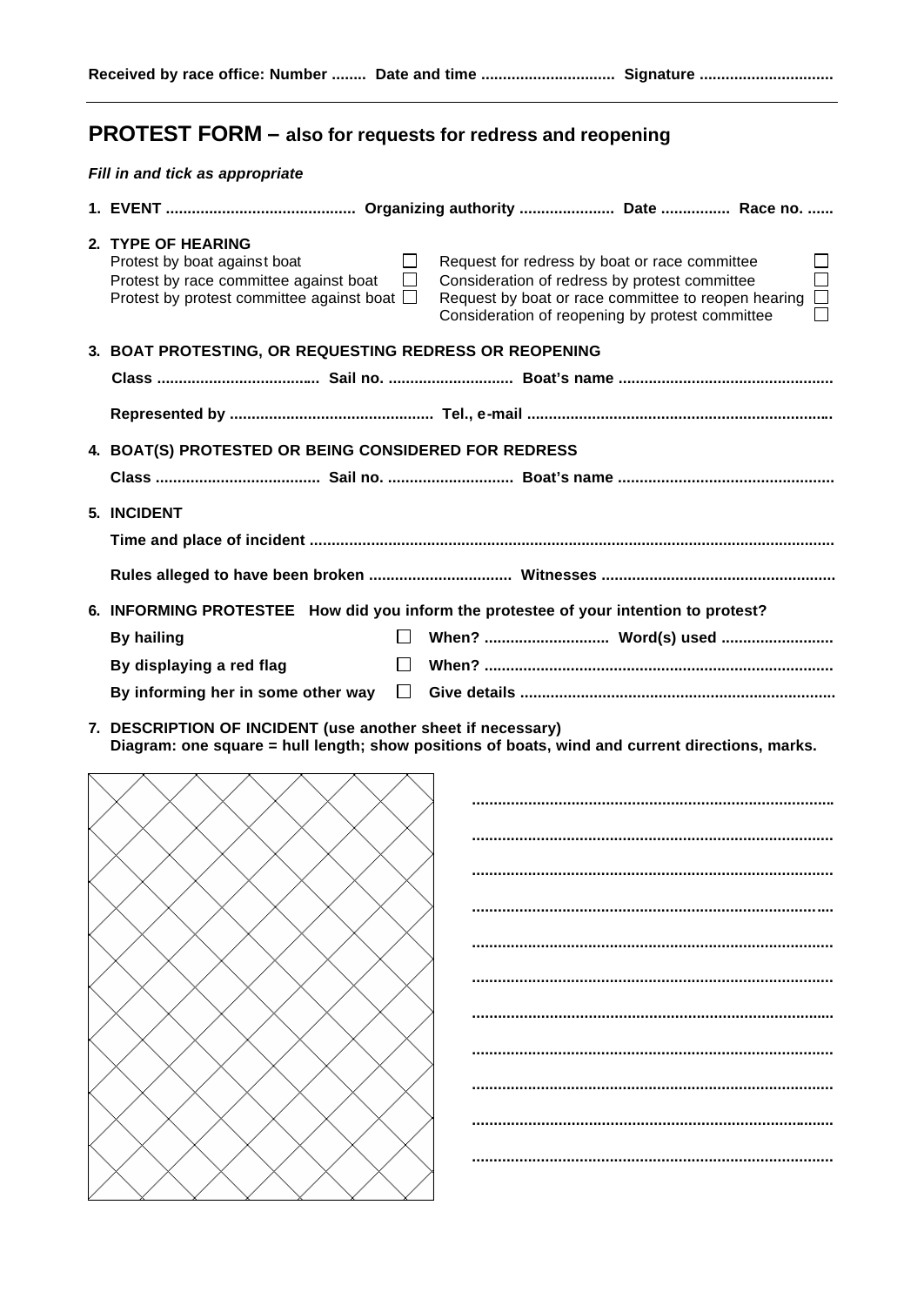**Received by race office: Number ........ Date and time .............................. Signature ..............................**

## PROTEST FORM – also for requests for redress and reopening

***Fill in and tick as appropriate***

**1. EVENT ........................................... Organizing authority ...................... Date ................ Race no. ......**

**2. TYPE OF HEARING**

Protest by boat against boat ☐
Protest by race committee against boat ☐
Protest by protest committee against boat ☐
Request for redress by boat or race committee ☐
Consideration of redress by protest committee ☐
Request by boat or race committee to reopen hearing ☐
Consideration of reopening by protest committee ☐

**3. BOAT PROTESTING, OR REQUESTING REDRESS OR REOPENING**

**Class ..................................... Sail no. ............................ Boat's name .................................................**

**Represented by .............................................. Tel., e-mail .....................................................................**

**4. BOAT(S) PROTESTED OR BEING CONSIDERED FOR REDRESS**

**Class ..................................... Sail no. ............................ Boat's name .................................................**

**5. INCIDENT**

**Time and place of incident .......................................................................................................................**

**Rules alleged to have been broken ................................ Witnesses .....................................................**

**6. INFORMING PROTESTEE How did you inform the protestee of your intention to protest?**

**By hailing** ☐ **When? ............................ Word(s) used .........................**

**By displaying a red flag** ☐ **When? ................................................................................**

**By informing her in some other way** ☐ **Give details ........................................................................**

**7. DESCRIPTION OF INCIDENT (use another sheet if necessary)**
**Diagram: one square = hull length; show positions of boats, wind and current directions, marks.**

..................................................................................
..................................................................................
..................................................................................
..................................................................................
..................................................................................
..................................................................................
..................................................................................
..................................................................................
..................................................................................
..................................................................................
..................................................................................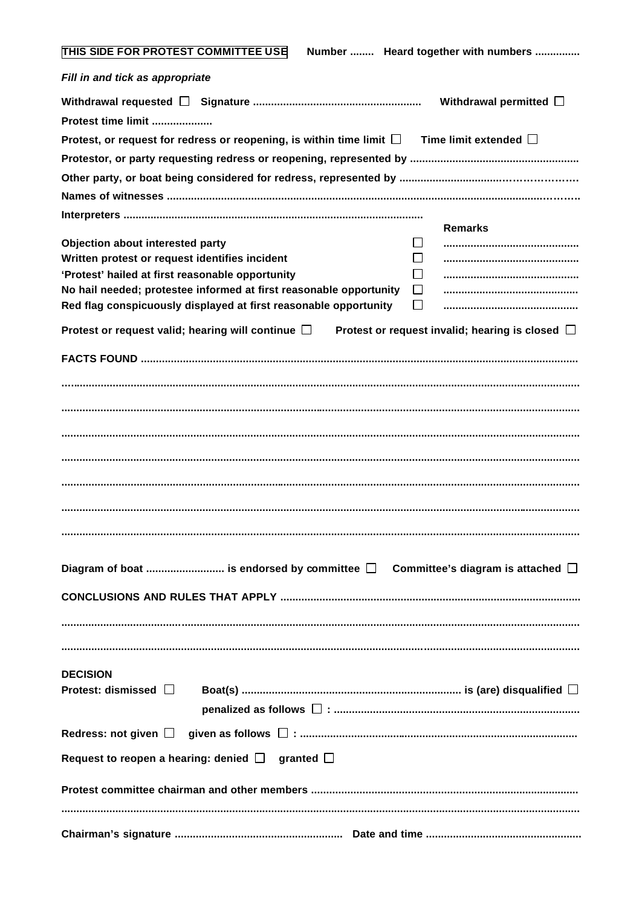**THIS SIDE FOR PROTEST COMMITTEE USE** **Number ........ Heard together with numbers ...............**

***Fill in and tick as appropriate***

**Withdrawal requested ☐ Signature ....................................................... Withdrawal permitted ☐**

**Protest time limit ....................**

**Protest, or request for redress or reopening, is within time limit ☐ Time limit extended ☐**

**Protestor, or party requesting redress or reopening, represented by .......................................................**

**Other party, or boat being considered for redress, represented by ..............................………………….**

**Names of witnesses ........................................................................................................................………..**

**Interpreters ...................................................................................................**

| | | Remarks |
|---|---|---|
| **Objection about interested party** | ☐ | ............................................ |
| **Written protest or request identifies incident** | ☐ | ............................................ |
| **'Protest' hailed at first reasonable opportunity** | ☐ | ............................................ |
| **No hail needed; protestee informed at first reasonable opportunity** | ☐ | ............................................ |
| **Red flag conspicuously displayed at first reasonable opportunity** | ☐ | ............................................ |

**Protest or request valid; hearing will continue ☐ Protest or request invalid; hearing is closed ☐**

**FACTS FOUND ..............................................................................................................................................**

........................................................................................................................................................................

........................................................................................................................................................................

........................................................................................................................................................................

........................................................................................................................................................................

........................................................................................................................................................................

........................................................................................................................................................................

........................................................................................................................................................................

**Diagram of boat .......................... is endorsed by committee ☐ Committee's diagram is attached ☐**

**CONCLUSIONS AND RULES THAT APPLY ..................................................................................................**

........................................................................................................................................................................

........................................................................................................................................................................

**DECISION**

**Protest: dismissed ☐ Boat(s) ......................................................................... is (are) disqualified ☐**

**penalized as follows ☐ : .................................................................................**

**Redress: not given ☐ given as follows ☐ : ..........................................................................................**

**Request to reopen a hearing: denied ☐ granted ☐**

**Protest committee chairman and other members .......................................................................................**

........................................................................................................................................................................

**Chairman's signature ....................................................... Date and time ...................................................**